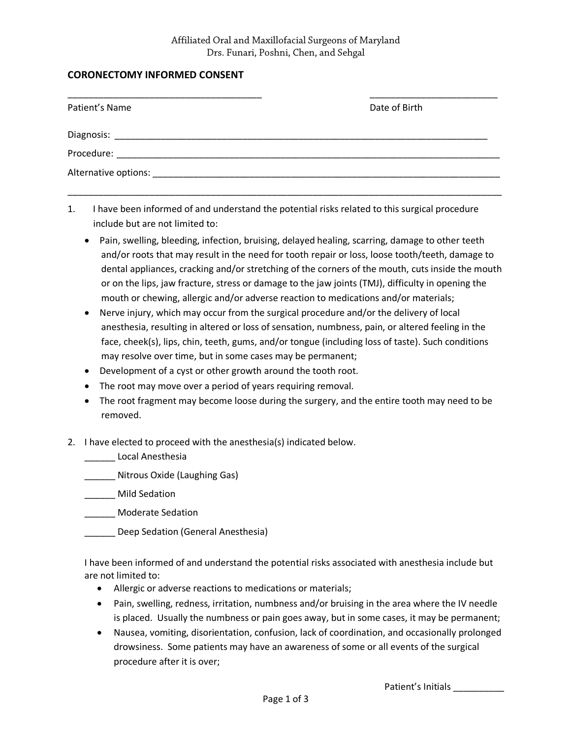Affiliated Oral and Maxillofacial Surgeons of Maryland
Drs. Funari, Poshni, Chen, and Sehgal

## CORONECTOMY INFORMED CONSENT

______________________________________ _________________________
Patient's Name Date of Birth

Diagnosis: ___________________________________________________________________________

Procedure: ____________________________________________________________________________

Alternative options: ______________________________________________________________________

_____________________________________________________________________________________

1. I have been informed of and understand the potential risks related to this surgical procedure include but are not limited to:
   - Pain, swelling, bleeding, infection, bruising, delayed healing, scarring, damage to other teeth and/or roots that may result in the need for tooth repair or loss, loose tooth/teeth, damage to dental appliances, cracking and/or stretching of the corners of the mouth, cuts inside the mouth or on the lips, jaw fracture, stress or damage to the jaw joints (TMJ), difficulty in opening the mouth or chewing, allergic and/or adverse reaction to medications and/or materials;
   - Nerve injury, which may occur from the surgical procedure and/or the delivery of local anesthesia, resulting in altered or loss of sensation, numbness, pain, or altered feeling in the face, cheek(s), lips, chin, teeth, gums, and/or tongue (including loss of taste). Such conditions may resolve over time, but in some cases may be permanent;
   - Development of a cyst or other growth around the tooth root.
   - The root may move over a period of years requiring removal.
   - The root fragment may become loose during the surgery, and the entire tooth may need to be removed.

2. I have elected to proceed with the anesthesia(s) indicated below.

   ______ Local Anesthesia

   ______ Nitrous Oxide (Laughing Gas)

   ______ Mild Sedation

   ______ Moderate Sedation

   ______ Deep Sedation (General Anesthesia)

   I have been informed of and understand the potential risks associated with anesthesia include but are not limited to:
   - Allergic or adverse reactions to medications or materials;
   - Pain, swelling, redness, irritation, numbness and/or bruising in the area where the IV needle is placed. Usually the numbness or pain goes away, but in some cases, it may be permanent;
   - Nausea, vomiting, disorientation, confusion, lack of coordination, and occasionally prolonged drowsiness. Some patients may have an awareness of some or all events of the surgical procedure after it is over;

Patient's Initials __________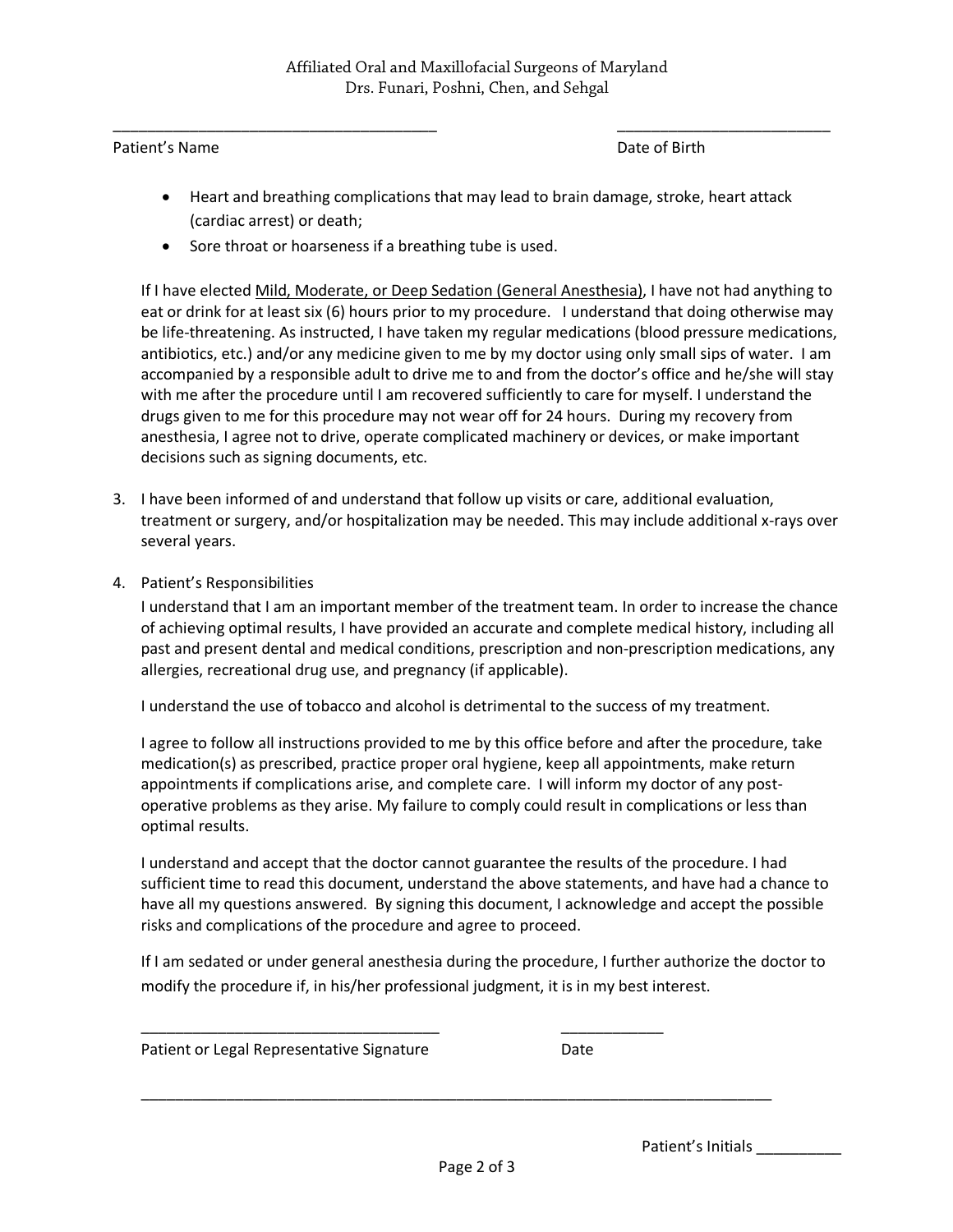Affiliated Oral and Maxillofacial Surgeons of Maryland
Drs. Funari, Poshni, Chen, and Sehgal

_______________________________________ &nbsp;&nbsp;&nbsp;&nbsp;&nbsp;&nbsp;&nbsp;&nbsp; __________________________

Patient's Name &nbsp;&nbsp;&nbsp;&nbsp;&nbsp;&nbsp;&nbsp;&nbsp;&nbsp;&nbsp;&nbsp;&nbsp;&nbsp;&nbsp;&nbsp;&nbsp;&nbsp;&nbsp;&nbsp;&nbsp;&nbsp;&nbsp;&nbsp;&nbsp;&nbsp;&nbsp;&nbsp;&nbsp;&nbsp;&nbsp; Date of Birth

- Heart and breathing complications that may lead to brain damage, stroke, heart attack (cardiac arrest) or death;
- Sore throat or hoarseness if a breathing tube is used.

If I have elected <u>Mild, Moderate, or Deep Sedation (General Anesthesia)</u>, I have not had anything to eat or drink for at least six (6) hours prior to my procedure. I understand that doing otherwise may be life-threatening. As instructed, I have taken my regular medications (blood pressure medications, antibiotics, etc.) and/or any medicine given to me by my doctor using only small sips of water. I am accompanied by a responsible adult to drive me to and from the doctor's office and he/she will stay with me after the procedure until I am recovered sufficiently to care for myself. I understand the drugs given to me for this procedure may not wear off for 24 hours. During my recovery from anesthesia, I agree not to drive, operate complicated machinery or devices, or make important decisions such as signing documents, etc.

3. I have been informed of and understand that follow up visits or care, additional evaluation, treatment or surgery, and/or hospitalization may be needed. This may include additional x-rays over several years.

4. Patient's Responsibilities

   I understand that I am an important member of the treatment team. In order to increase the chance of achieving optimal results, I have provided an accurate and complete medical history, including all past and present dental and medical conditions, prescription and non-prescription medications, any allergies, recreational drug use, and pregnancy (if applicable).

   I understand the use of tobacco and alcohol is detrimental to the success of my treatment.

   I agree to follow all instructions provided to me by this office before and after the procedure, take medication(s) as prescribed, practice proper oral hygiene, keep all appointments, make return appointments if complications arise, and complete care. I will inform my doctor of any post-operative problems as they arise. My failure to comply could result in complications or less than optimal results.

   I understand and accept that the doctor cannot guarantee the results of the procedure. I had sufficient time to read this document, understand the above statements, and have had a chance to have all my questions answered. By signing this document, I acknowledge and accept the possible risks and complications of the procedure and agree to proceed.

   If I am sedated or under general anesthesia during the procedure, I further authorize the doctor to modify the procedure if, in his/her professional judgment, it is in my best interest.

___________________________________ &nbsp;&nbsp;&nbsp;&nbsp;&nbsp;&nbsp;&nbsp;&nbsp; ____________

Patient or Legal Representative Signature &nbsp;&nbsp;&nbsp;&nbsp;&nbsp;&nbsp;&nbsp;&nbsp;&nbsp;&nbsp;&nbsp;&nbsp; Date

_____________________________________________________________________________

Patient's Initials __________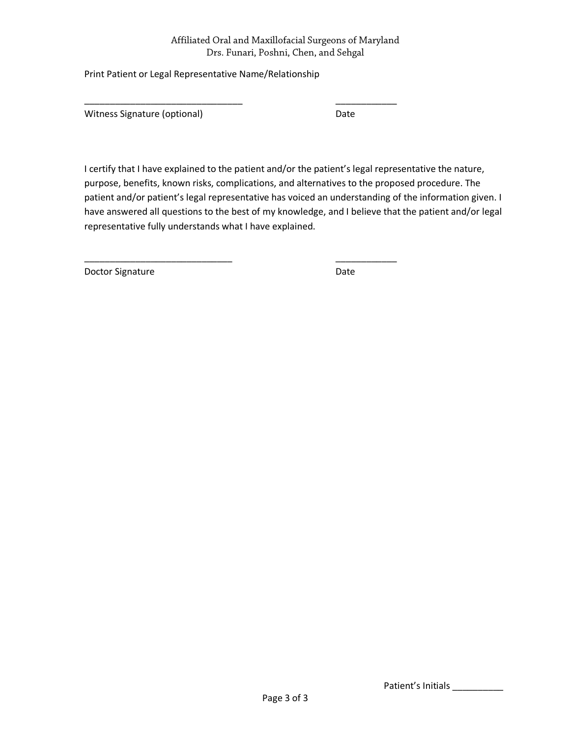Print Patient or Legal Representative Name/Relationship

_______________________________ ____________

Witness Signature (optional) Date

I certify that I have explained to the patient and/or the patient's legal representative the nature, purpose, benefits, known risks, complications, and alternatives to the proposed procedure. The patient and/or patient's legal representative has voiced an understanding of the information given. I have answered all questions to the best of my knowledge, and I believe that the patient and/or legal representative fully understands what I have explained.

_____________________________ ____________

Doctor Signature Date

Patient's Initials __________